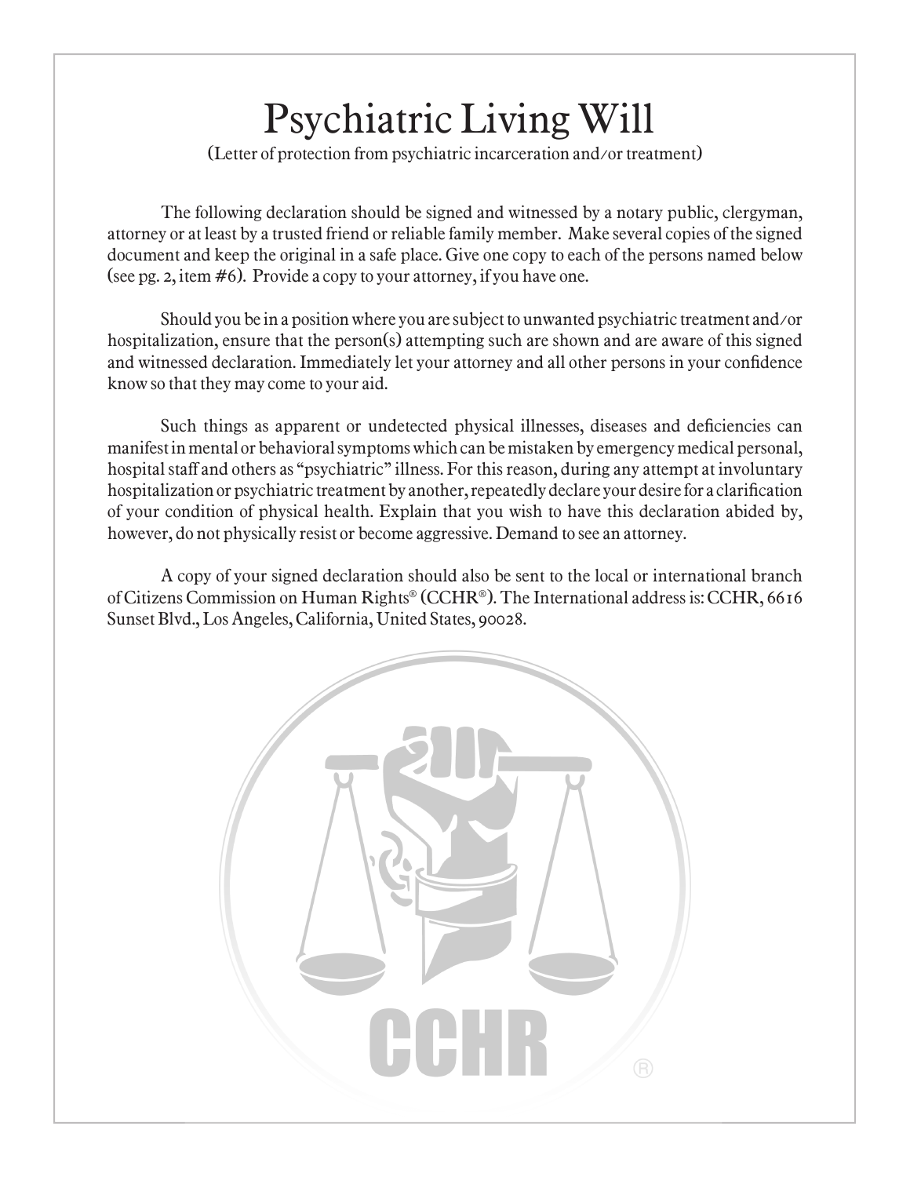# Psychiatric Living Will

(Letter of protection from psychiatric incarceration and/or treatment)

The following declaration should be signed and witnessed by a notary public, clergyman, attorney or at least by a trusted friend or reliable family member. Make several copies of the signed document and keep the original in a safe place. Give one copy to each of the persons named below (see pg. 2, item #6). Provide a copy to your attorney, if you have one.

Should you be in a position where you are subject to unwanted psychiatric treatment and/or hospitalization, ensure that the person(s) attempting such are shown and are aware of this signed and witnessed declaration. Immediately let your attorney and all other persons in your confidence know so that they may come to your aid.

Such things as apparent or undetected physical illnesses, diseases and deficiencies can manifest in mental or behavioral symptoms which can be mistaken by emergency medical personal, hospital staff and others as "psychiatric" illness. For this reason, during any attempt at involuntary hospitalization or psychiatric treatment by another, repeatedly declare your desire for a clarification of your condition of physical health. Explain that you wish to have this declaration abided by, however, do not physically resist or become aggressive. Demand to see an attorney.

A copy of your signed declaration should also be sent to the local or international branch of Citizens Commission on Human Rights® (CCHR®). The International address is: CCHR, 6616 Sunset Blvd., Los Angeles, California, United States, 90028.

CCHR®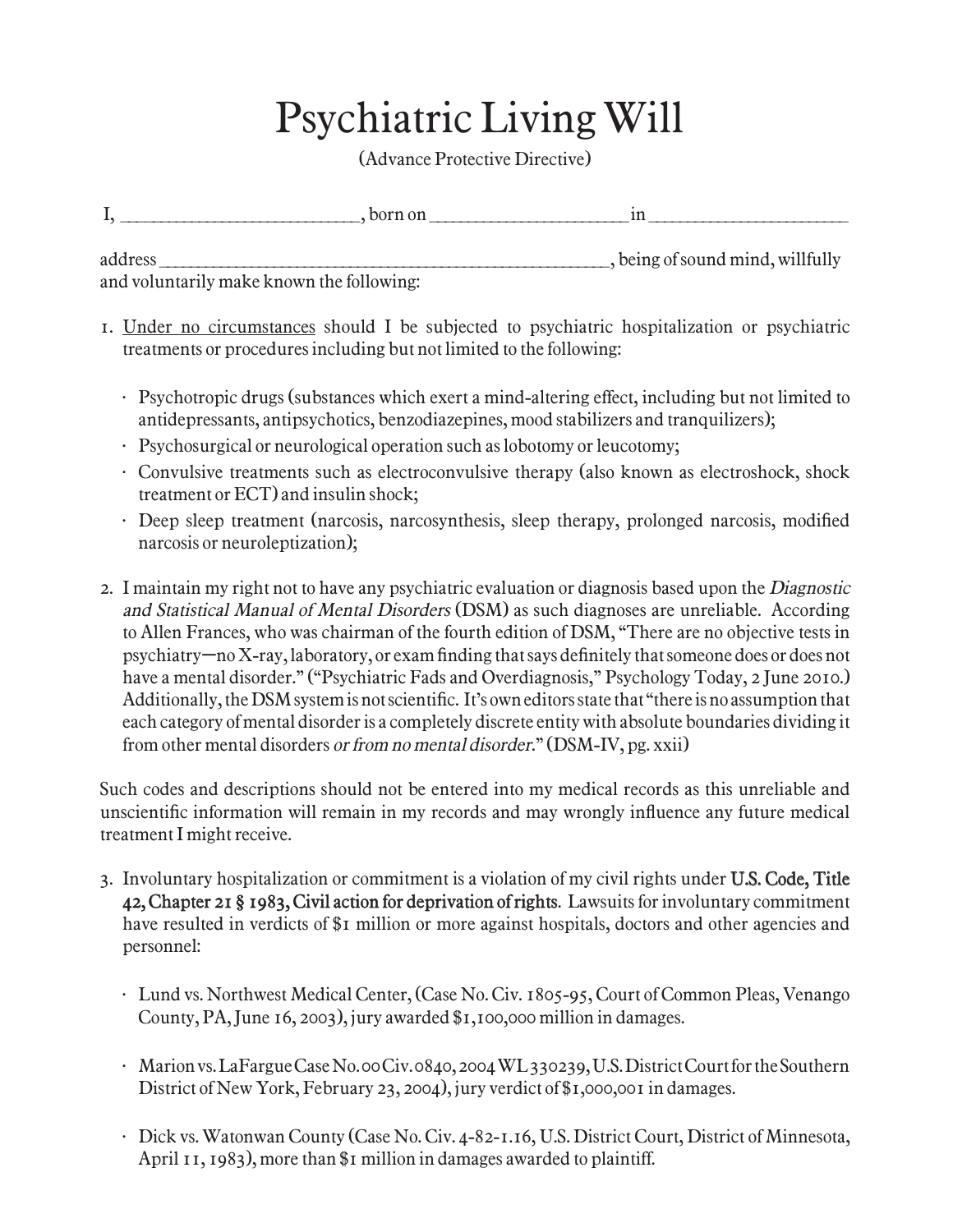# Psychiatric Living Will

(Advance Protective Directive)

I, ___________________________, born on ______________________ in ______________________

address ______________________________________________________, being of sound mind, willfully and voluntarily make known the following:

1. <u>Under no circumstances</u> should I be subjected to psychiatric hospitalization or psychiatric treatments or procedures including but not limited to the following:

   - Psychotropic drugs (substances which exert a mind-altering effect, including but not limited to antidepressants, antipsychotics, benzodiazepines, mood stabilizers and tranquilizers);
   - Psychosurgical or neurological operation such as lobotomy or leucotomy;
   - Convulsive treatments such as electroconvulsive therapy (also known as electroshock, shock treatment or ECT) and insulin shock;
   - Deep sleep treatment (narcosis, narcosynthesis, sleep therapy, prolonged narcosis, modified narcosis or neuroleptization);

2. I maintain my right not to have any psychiatric evaluation or diagnosis based upon the *Diagnostic and Statistical Manual of Mental Disorders* (DSM) as such diagnoses are unreliable. According to Allen Frances, who was chairman of the fourth edition of DSM, "There are no objective tests in psychiatry—no X-ray, laboratory, or exam finding that says definitely that someone does or does not have a mental disorder." ("Psychiatric Fads and Overdiagnosis," Psychology Today, 2 June 2010.) Additionally, the DSM system is not scientific. It's own editors state that "there is no assumption that each category of mental disorder is a completely discrete entity with absolute boundaries dividing it from other mental disorders *or from no mental disorder*." (DSM-IV, pg. xxii)

Such codes and descriptions should not be entered into my medical records as this unreliable and unscientific information will remain in my records and may wrongly influence any future medical treatment I might receive.

3. Involuntary hospitalization or commitment is a violation of my civil rights under **U.S. Code, Title 42, Chapter 21 § 1983, Civil action for deprivation of rights**. Lawsuits for involuntary commitment have resulted in verdicts of $1 million or more against hospitals, doctors and other agencies and personnel:

   - Lund vs. Northwest Medical Center, (Case No. Civ. 1805-95, Court of Common Pleas, Venango County, PA, June 16, 2003), jury awarded $1,100,000 million in damages.

   - Marion vs. LaFargue Case No. 00 Civ. 0840, 2004 WL 330239, U.S. District Court for the Southern District of New York, February 23, 2004), jury verdict of $1,000,001 in damages.

   - Dick vs. Watonwan County (Case No. Civ. 4-82-1.16, U.S. District Court, District of Minnesota, April 11, 1983), more than $1 million in damages awarded to plaintiff.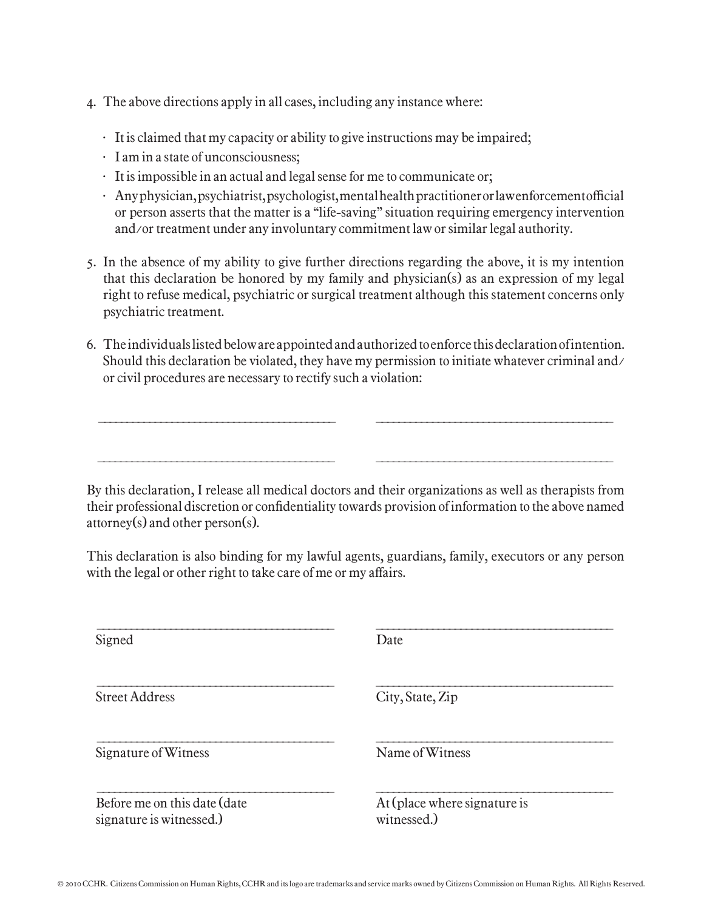4. The above directions apply in all cases, including any instance where:

   - It is claimed that my capacity or ability to give instructions may be impaired;
   - I am in a state of unconsciousness;
   - It is impossible in an actual and legal sense for me to communicate or;
   - Any physician, psychiatrist, psychologist, mental health practitioner or law enforcement official or person asserts that the matter is a "life-saving" situation requiring emergency intervention and/or treatment under any involuntary commitment law or similar legal authority.

5. In the absence of my ability to give further directions regarding the above, it is my intention that this declaration be honored by my family and physician(s) as an expression of my legal right to refuse medical, psychiatric or surgical treatment although this statement concerns only psychiatric treatment.

6. The individuals listed below are appointed and authorized to enforce this declaration of intention. Should this declaration be violated, they have my permission to initiate whatever criminal and/or civil procedures are necessary to rectify such a violation:

_______________________________________ _______________________________________

_______________________________________ _______________________________________

By this declaration, I release all medical doctors and their organizations as well as therapists from their professional discretion or confidentiality towards provision of information to the above named attorney(s) and other person(s).

This declaration is also binding for my lawful agents, guardians, family, executors or any person with the legal or other right to take care of me or my affairs.

_______________________________________ _______________________________________
Signed Date

_______________________________________ _______________________________________
Street Address City, State, Zip

_______________________________________ _______________________________________
Signature of Witness Name of Witness

_______________________________________ _______________________________________
Before me on this date (date signature is witnessed.) At (place where signature is witnessed.)

© 2010 CCHR. Citizens Commission on Human Rights, CCHR and its logo are trademarks and service marks owned by Citizens Commission on Human Rights. All Rights Reserved.